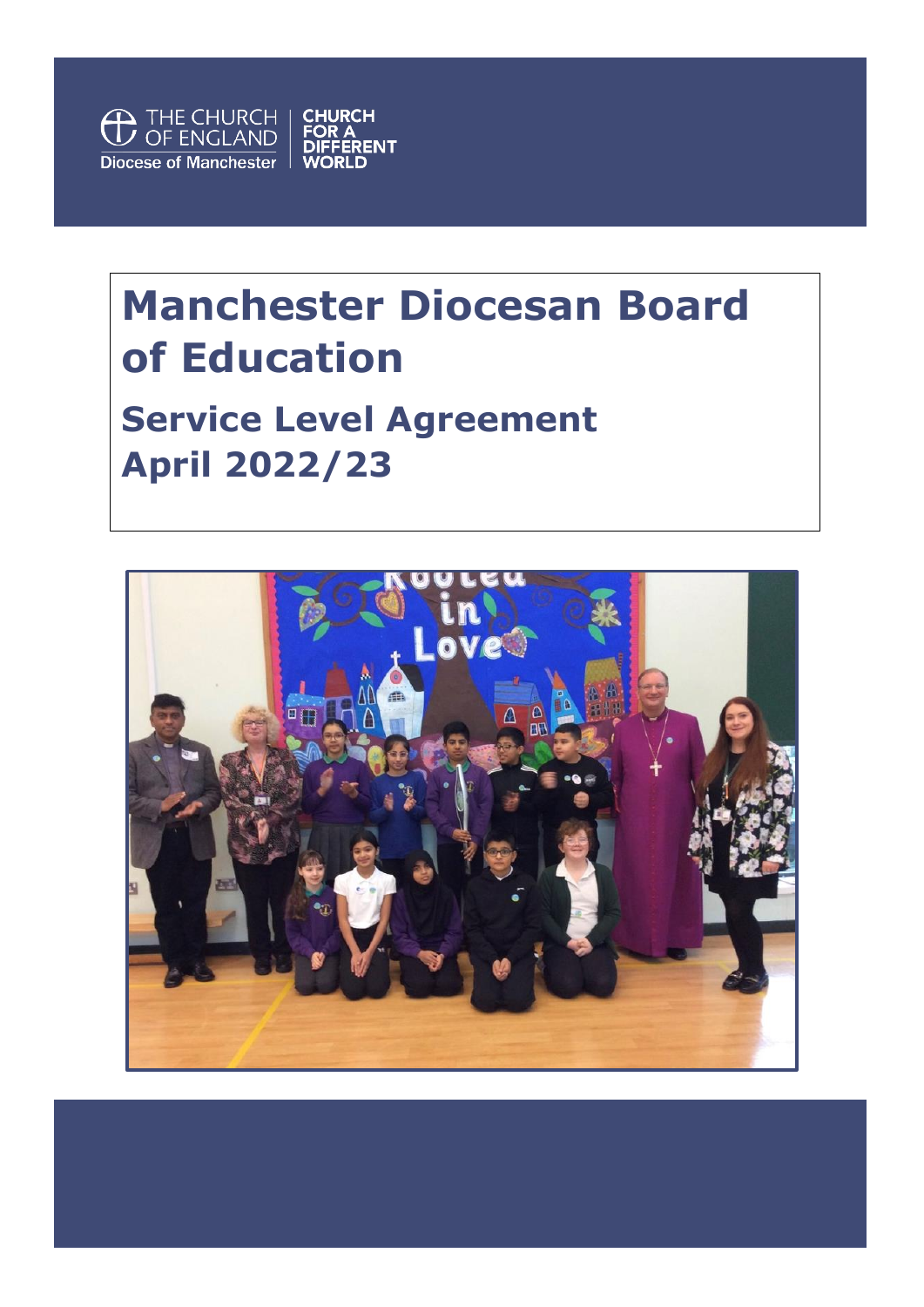THE CHURCH OF ENGLAND
Diocese of Manchester

CHURCH FOR A DIFFERENT WORLD

# Manchester Diocesan Board of Education

## Service Level Agreement April 2022/23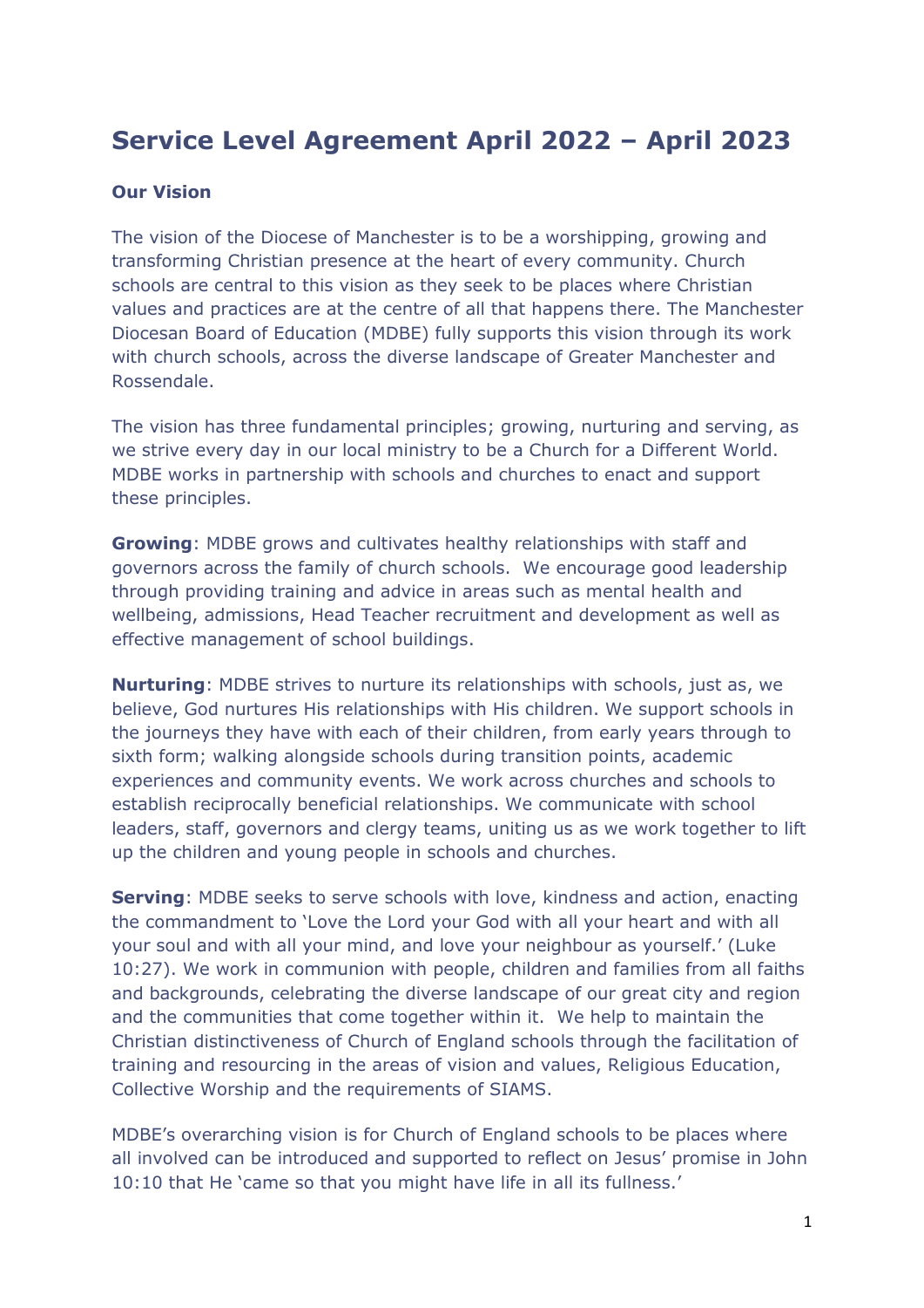# Service Level Agreement April 2022 – April 2023

## Our Vision

The vision of the Diocese of Manchester is to be a worshipping, growing and transforming Christian presence at the heart of every community. Church schools are central to this vision as they seek to be places where Christian values and practices are at the centre of all that happens there. The Manchester Diocesan Board of Education (MDBE) fully supports this vision through its work with church schools, across the diverse landscape of Greater Manchester and Rossendale.

The vision has three fundamental principles; growing, nurturing and serving, as we strive every day in our local ministry to be a Church for a Different World. MDBE works in partnership with schools and churches to enact and support these principles.

**Growing**: MDBE grows and cultivates healthy relationships with staff and governors across the family of church schools. We encourage good leadership through providing training and advice in areas such as mental health and wellbeing, admissions, Head Teacher recruitment and development as well as effective management of school buildings.

**Nurturing**: MDBE strives to nurture its relationships with schools, just as, we believe, God nurtures His relationships with His children. We support schools in the journeys they have with each of their children, from early years through to sixth form; walking alongside schools during transition points, academic experiences and community events. We work across churches and schools to establish reciprocally beneficial relationships. We communicate with school leaders, staff, governors and clergy teams, uniting us as we work together to lift up the children and young people in schools and churches.

**Serving**: MDBE seeks to serve schools with love, kindness and action, enacting the commandment to 'Love the Lord your God with all your heart and with all your soul and with all your mind, and love your neighbour as yourself.' (Luke 10:27). We work in communion with people, children and families from all faiths and backgrounds, celebrating the diverse landscape of our great city and region and the communities that come together within it. We help to maintain the Christian distinctiveness of Church of England schools through the facilitation of training and resourcing in the areas of vision and values, Religious Education, Collective Worship and the requirements of SIAMS.

MDBE's overarching vision is for Church of England schools to be places where all involved can be introduced and supported to reflect on Jesus' promise in John 10:10 that He 'came so that you might have life in all its fullness.'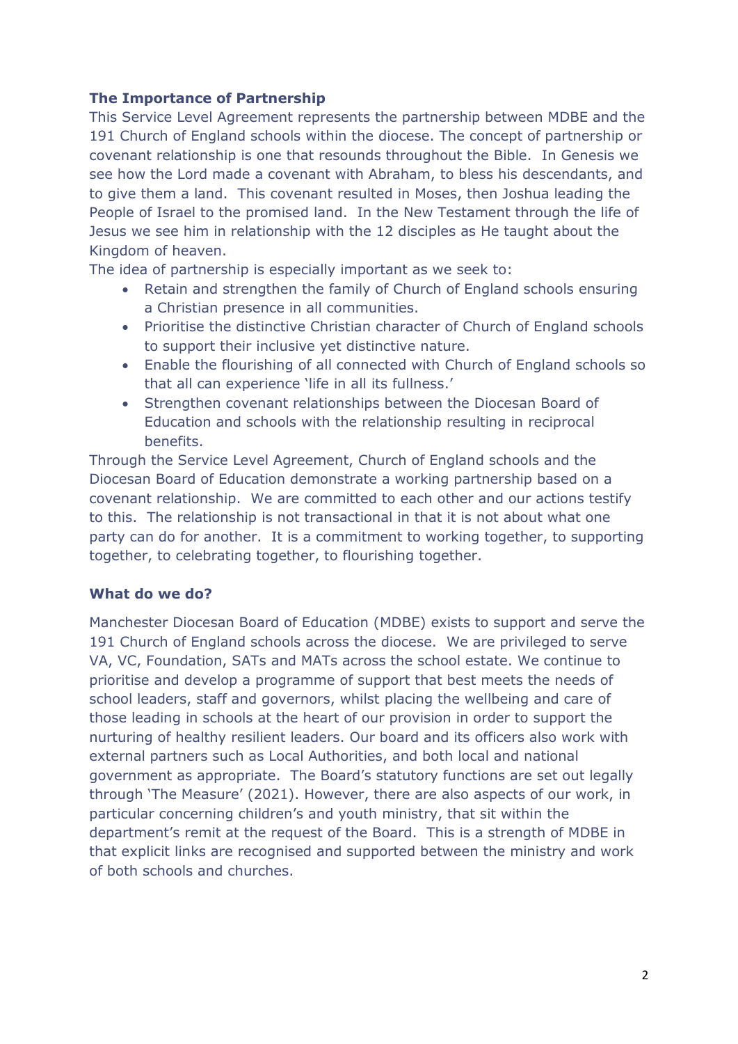## The Importance of Partnership

This Service Level Agreement represents the partnership between MDBE and the 191 Church of England schools within the diocese. The concept of partnership or covenant relationship is one that resounds throughout the Bible. In Genesis we see how the Lord made a covenant with Abraham, to bless his descendants, and to give them a land. This covenant resulted in Moses, then Joshua leading the People of Israel to the promised land. In the New Testament through the life of Jesus we see him in relationship with the 12 disciples as He taught about the Kingdom of heaven.

The idea of partnership is especially important as we seek to:

- Retain and strengthen the family of Church of England schools ensuring a Christian presence in all communities.
- Prioritise the distinctive Christian character of Church of England schools to support their inclusive yet distinctive nature.
- Enable the flourishing of all connected with Church of England schools so that all can experience 'life in all its fullness.'
- Strengthen covenant relationships between the Diocesan Board of Education and schools with the relationship resulting in reciprocal benefits.

Through the Service Level Agreement, Church of England schools and the Diocesan Board of Education demonstrate a working partnership based on a covenant relationship. We are committed to each other and our actions testify to this. The relationship is not transactional in that it is not about what one party can do for another. It is a commitment to working together, to supporting together, to celebrating together, to flourishing together.

## What do we do?

Manchester Diocesan Board of Education (MDBE) exists to support and serve the 191 Church of England schools across the diocese. We are privileged to serve VA, VC, Foundation, SATs and MATs across the school estate. We continue to prioritise and develop a programme of support that best meets the needs of school leaders, staff and governors, whilst placing the wellbeing and care of those leading in schools at the heart of our provision in order to support the nurturing of healthy resilient leaders. Our board and its officers also work with external partners such as Local Authorities, and both local and national government as appropriate. The Board's statutory functions are set out legally through 'The Measure' (2021). However, there are also aspects of our work, in particular concerning children's and youth ministry, that sit within the department's remit at the request of the Board. This is a strength of MDBE in that explicit links are recognised and supported between the ministry and work of both schools and churches.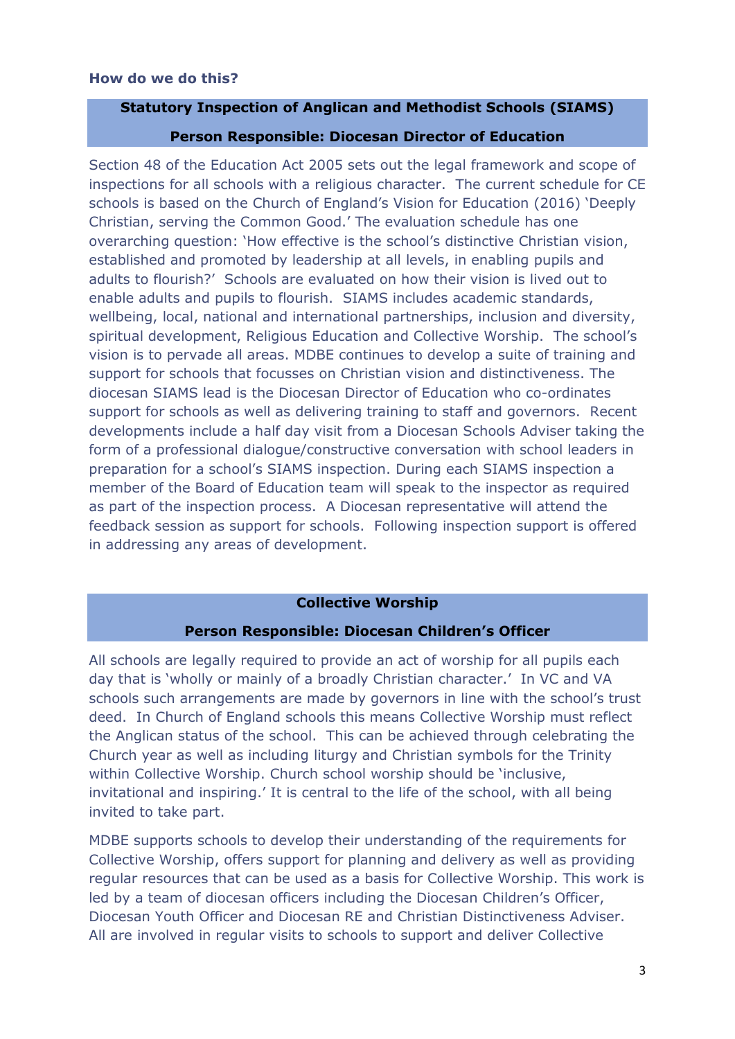**How do we do this?**

**Statistory Inspection of Anglican and Methodist Schools (SIAMS)**

**Person Responsible: Diocesan Director of Education**

Section 48 of the Education Act 2005 sets out the legal framework and scope of inspections for all schools with a religious character. The current schedule for CE schools is based on the Church of England's Vision for Education (2016) 'Deeply Christian, serving the Common Good.' The evaluation schedule has one overarching question: 'How effective is the school's distinctive Christian vision, established and promoted by leadership at all levels, in enabling pupils and adults to flourish?' Schools are evaluated on how their vision is lived out to enable adults and pupils to flourish. SIAMS includes academic standards, wellbeing, local, national and international partnerships, inclusion and diversity, spiritual development, Religious Education and Collective Worship. The school's vision is to pervade all areas. MDBE continues to develop a suite of training and support for schools that focusses on Christian vision and distinctiveness. The diocesan SIAMS lead is the Diocesan Director of Education who co-ordinates support for schools as well as delivering training to staff and governors. Recent developments include a half day visit from a Diocesan Schools Adviser taking the form of a professional dialogue/constructive conversation with school leaders in preparation for a school's SIAMS inspection. During each SIAMS inspection a member of the Board of Education team will speak to the inspector as required as part of the inspection process. A Diocesan representative will attend the feedback session as support for schools. Following inspection support is offered in addressing any areas of development.

**Collective Worship**

**Person Responsible: Diocesan Children's Officer**

All schools are legally required to provide an act of worship for all pupils each day that is 'wholly or mainly of a broadly Christian character.' In VC and VA schools such arrangements are made by governors in line with the school's trust deed. In Church of England schools this means Collective Worship must reflect the Anglican status of the school. This can be achieved through celebrating the Church year as well as including liturgy and Christian symbols for the Trinity within Collective Worship. Church school worship should be 'inclusive, invitational and inspiring.' It is central to the life of the school, with all being invited to take part.

MDBE supports schools to develop their understanding of the requirements for Collective Worship, offers support for planning and delivery as well as providing regular resources that can be used as a basis for Collective Worship. This work is led by a team of diocesan officers including the Diocesan Children's Officer, Diocesan Youth Officer and Diocesan RE and Christian Distinctiveness Adviser. All are involved in regular visits to schools to support and deliver Collective

**How do we do this?**

**Statutory Inspection of Anglican and Methodist Schools (SIAMS)**

**Person Responsible: Diocesan Director of Education**

Section 48 of the Education Act 2005 sets out the legal framework and scope of inspections for all schools with a religious character. The current schedule for CE schools is based on the Church of England's Vision for Education (2016) 'Deeply Christian, serving the Common Good.' The evaluation schedule has one overarching question: 'How effective is the school's distinctive Christian vision, established and promoted by leadership at all levels, in enabling pupils and adults to flourish?' Schools are evaluated on how their vision is lived out to enable adults and pupils to flourish. SIAMS includes academic standards, wellbeing, local, national and international partnerships, inclusion and diversity, spiritual development, Religious Education and Collective Worship. The school's vision is to pervade all areas. MDBE continues to develop a suite of training and support for schools that focusses on Christian vision and distinctiveness. The diocesan SIAMS lead is the Diocesan Director of Education who co-ordinates support for schools as well as delivering training to staff and governors. Recent developments include a half day visit from a Diocesan Schools Adviser taking the form of a professional dialogue/constructive conversation with school leaders in preparation for a school's SIAMS inspection. During each SIAMS inspection a member of the Board of Education team will speak to the inspector as required as part of the inspection process. A Diocesan representative will attend the feedback session as support for schools. Following inspection support is offered in addressing any areas of development.

**Collective Worship**

**Person Responsible: Diocesan Children's Officer**

All schools are legally required to provide an act of worship for all pupils each day that is 'wholly or mainly of a broadly Christian character.' In VC and VA schools such arrangements are made by governors in line with the school's trust deed. In Church of England schools this means Collective Worship must reflect the Anglican status of the school. This can be achieved through celebrating the Church year as well as including liturgy and Christian symbols for the Trinity within Collective Worship. Church school worship should be 'inclusive, invitational and inspiring.' It is central to the life of the school, with all being invited to take part.

MDBE supports schools to develop their understanding of the requirements for Collective Worship, offers support for planning and delivery as well as providing regular resources that can be used as a basis for Collective Worship. This work is led by a team of diocesan officers including the Diocesan Children's Officer, Diocesan Youth Officer and Diocesan RE and Christian Distinctiveness Adviser. All are involved in regular visits to schools to support and deliver Collective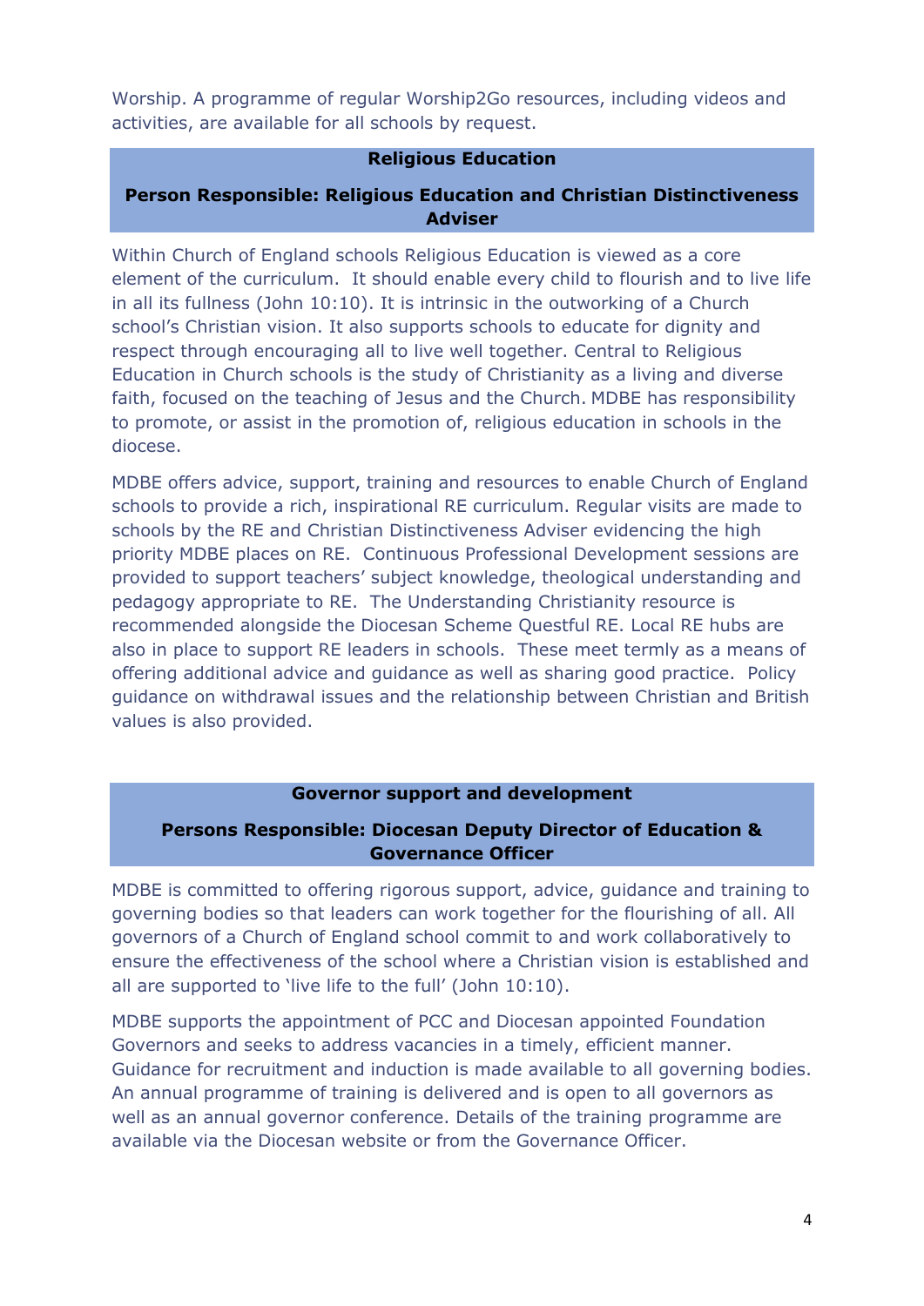Worship. A programme of regular Worship2Go resources, including videos and activities, are available for all schools by request.

## Religious Education

**Person Responsible: Religious Education and Christian Distinctiveness Adviser**

Within Church of England schools Religious Education is viewed as a core element of the curriculum. It should enable every child to flourish and to live life in all its fullness (John 10:10). It is intrinsic in the outworking of a Church school's Christian vision. It also supports schools to educate for dignity and respect through encouraging all to live well together. Central to Religious Education in Church schools is the study of Christianity as a living and diverse faith, focused on the teaching of Jesus and the Church. MDBE has responsibility to promote, or assist in the promotion of, religious education in schools in the diocese.

MDBE offers advice, support, training and resources to enable Church of England schools to provide a rich, inspirational RE curriculum. Regular visits are made to schools by the RE and Christian Distinctiveness Adviser evidencing the high priority MDBE places on RE. Continuous Professional Development sessions are provided to support teachers' subject knowledge, theological understanding and pedagogy appropriate to RE. The Understanding Christianity resource is recommended alongside the Diocesan Scheme Questful RE. Local RE hubs are also in place to support RE leaders in schools. These meet termly as a means of offering additional advice and guidance as well as sharing good practice. Policy guidance on withdrawal issues and the relationship between Christian and British values is also provided.

## Governor support and development

**Persons Responsible: Diocesan Deputy Director of Education & Governance Officer**

MDBE is committed to offering rigorous support, advice, guidance and training to governing bodies so that leaders can work together for the flourishing of all. All governors of a Church of England school commit to and work collaboratively to ensure the effectiveness of the school where a Christian vision is established and all are supported to 'live life to the full' (John 10:10).

MDBE supports the appointment of PCC and Diocesan appointed Foundation Governors and seeks to address vacancies in a timely, efficient manner. Guidance for recruitment and induction is made available to all governing bodies. An annual programme of training is delivered and is open to all governors as well as an annual governor conference. Details of the training programme are available via the Diocesan website or from the Governance Officer.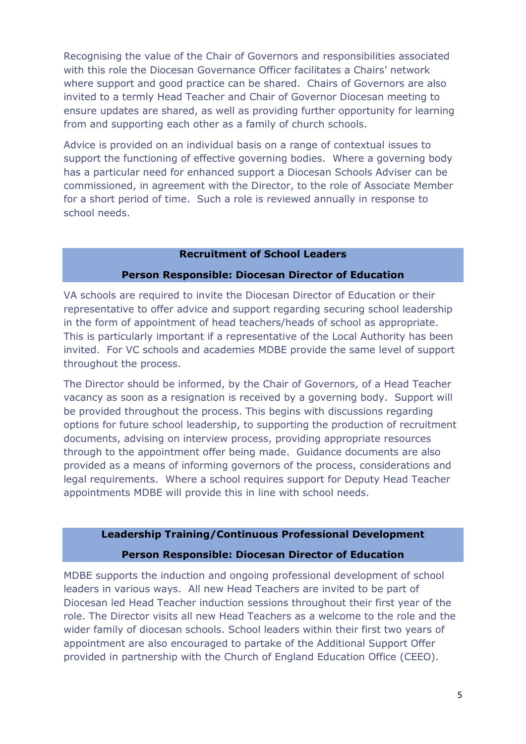Recognising the value of the Chair of Governors and responsibilities associated with this role the Diocesan Governance Officer facilitates a Chairs' network where support and good practice can be shared. Chairs of Governors are also invited to a termly Head Teacher and Chair of Governor Diocesan meeting to ensure updates are shared, as well as providing further opportunity for learning from and supporting each other as a family of church schools.

Advice is provided on an individual basis on a range of contextual issues to support the functioning of effective governing bodies. Where a governing body has a particular need for enhanced support a Diocesan Schools Adviser can be commissioned, in agreement with the Director, to the role of Associate Member for a short period of time. Such a role is reviewed annually in response to school needs.

## Recruitment of School Leaders

**Person Responsible: Diocesan Director of Education**

VA schools are required to invite the Diocesan Director of Education or their representative to offer advice and support regarding securing school leadership in the form of appointment of head teachers/heads of school as appropriate. This is particularly important if a representative of the Local Authority has been invited. For VC schools and academies MDBE provide the same level of support throughout the process.

The Director should be informed, by the Chair of Governors, of a Head Teacher vacancy as soon as a resignation is received by a governing body. Support will be provided throughout the process. This begins with discussions regarding options for future school leadership, to supporting the production of recruitment documents, advising on interview process, providing appropriate resources through to the appointment offer being made. Guidance documents are also provided as a means of informing governors of the process, considerations and legal requirements. Where a school requires support for Deputy Head Teacher appointments MDBE will provide this in line with school needs.

## Leadership Training/Continuous Professional Development

**Person Responsible: Diocesan Director of Education**

MDBE supports the induction and ongoing professional development of school leaders in various ways. All new Head Teachers are invited to be part of Diocesan led Head Teacher induction sessions throughout their first year of the role. The Director visits all new Head Teachers as a welcome to the role and the wider family of diocesan schools. School leaders within their first two years of appointment are also encouraged to partake of the Additional Support Offer provided in partnership with the Church of England Education Office (CEEO).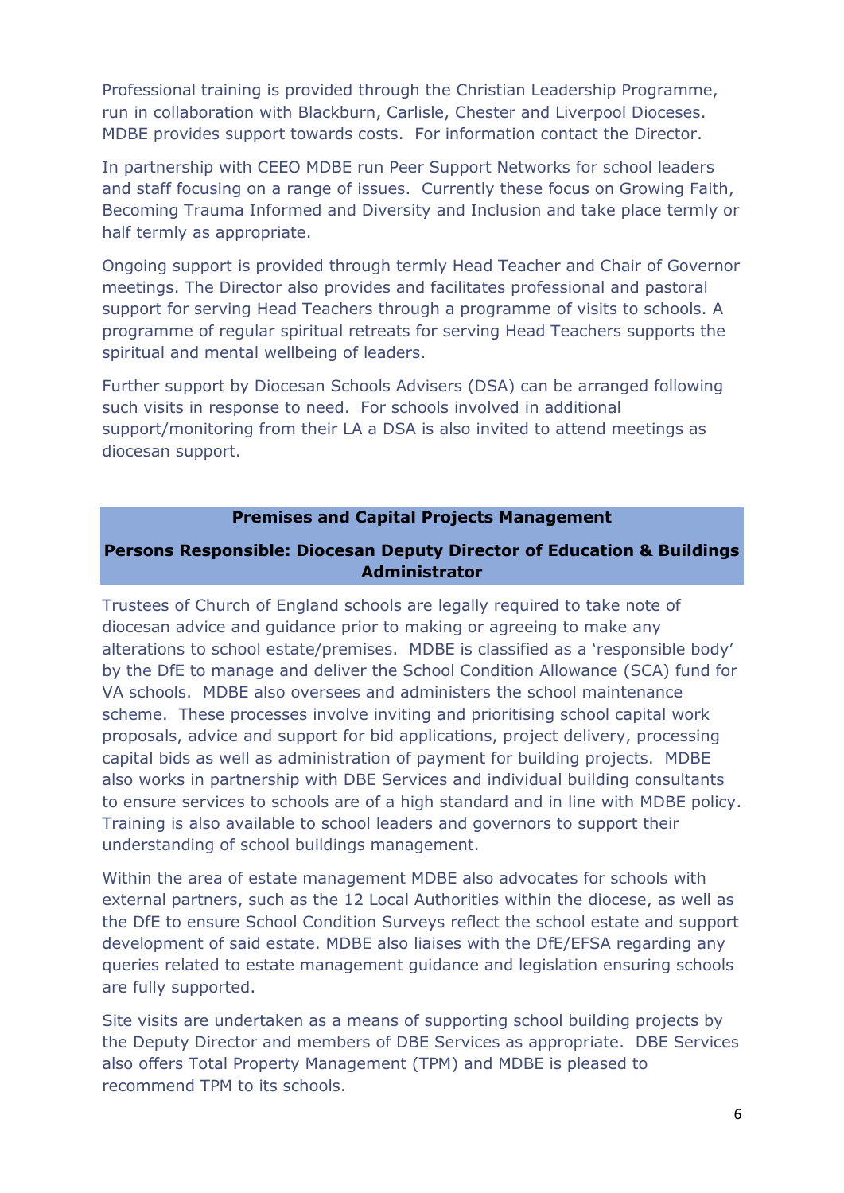Professional training is provided through the Christian Leadership Programme, run in collaboration with Blackburn, Carlisle, Chester and Liverpool Dioceses. MDBE provides support towards costs. For information contact the Director.

In partnership with CEEO MDBE run Peer Support Networks for school leaders and staff focusing on a range of issues. Currently these focus on Growing Faith, Becoming Trauma Informed and Diversity and Inclusion and take place termly or half termly as appropriate.

Ongoing support is provided through termly Head Teacher and Chair of Governor meetings. The Director also provides and facilitates professional and pastoral support for serving Head Teachers through a programme of visits to schools. A programme of regular spiritual retreats for serving Head Teachers supports the spiritual and mental wellbeing of leaders.

Further support by Diocesan Schools Advisers (DSA) can be arranged following such visits in response to need. For schools involved in additional support/monitoring from their LA a DSA is also invited to attend meetings as diocesan support.

## Premises and Capital Projects Management

**Persons Responsible: Diocesan Deputy Director of Education & Buildings Administrator**

Trustees of Church of England schools are legally required to take note of diocesan advice and guidance prior to making or agreeing to make any alterations to school estate/premises. MDBE is classified as a 'responsible body' by the DfE to manage and deliver the School Condition Allowance (SCA) fund for VA schools. MDBE also oversees and administers the school maintenance scheme. These processes involve inviting and prioritising school capital work proposals, advice and support for bid applications, project delivery, processing capital bids as well as administration of payment for building projects. MDBE also works in partnership with DBE Services and individual building consultants to ensure services to schools are of a high standard and in line with MDBE policy. Training is also available to school leaders and governors to support their understanding of school buildings management.

Within the area of estate management MDBE also advocates for schools with external partners, such as the 12 Local Authorities within the diocese, as well as the DfE to ensure School Condition Surveys reflect the school estate and support development of said estate. MDBE also liaises with the DfE/EFSA regarding any queries related to estate management guidance and legislation ensuring schools are fully supported.

Site visits are undertaken as a means of supporting school building projects by the Deputy Director and members of DBE Services as appropriate. DBE Services also offers Total Property Management (TPM) and MDBE is pleased to recommend TPM to its schools.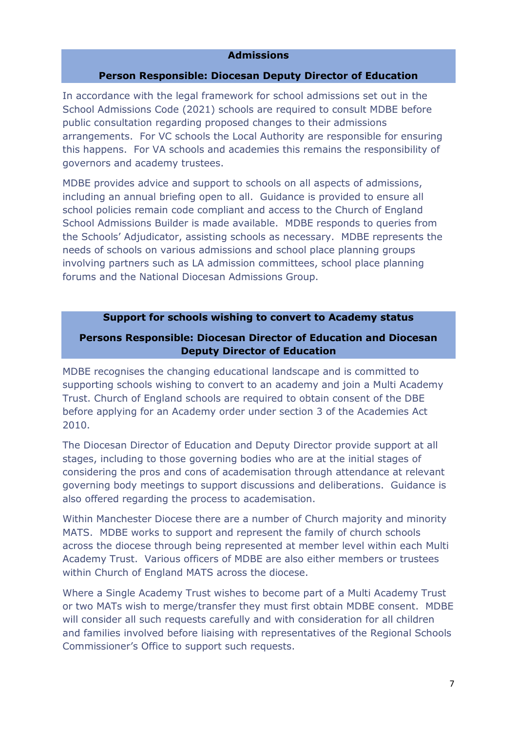## Admissions

**Person Responsible: Diocesan Deputy Director of Education**

In accordance with the legal framework for school admissions set out in the School Admissions Code (2021) schools are required to consult MDBE before public consultation regarding proposed changes to their admissions arrangements. For VC schools the Local Authority are responsible for ensuring this happens. For VA schools and academies this remains the responsibility of governors and academy trustees.

MDBE provides advice and support to schools on all aspects of admissions, including an annual briefing open to all. Guidance is provided to ensure all school policies remain code compliant and access to the Church of England School Admissions Builder is made available. MDBE responds to queries from the Schools' Adjudicator, assisting schools as necessary. MDBE represents the needs of schools on various admissions and school place planning groups involving partners such as LA admission committees, school place planning forums and the National Diocesan Admissions Group.

## Support for schools wishing to convert to Academy status

**Persons Responsible: Diocesan Director of Education and Diocesan Deputy Director of Education**

MDBE recognises the changing educational landscape and is committed to supporting schools wishing to convert to an academy and join a Multi Academy Trust. Church of England schools are required to obtain consent of the DBE before applying for an Academy order under section 3 of the Academies Act 2010.

The Diocesan Director of Education and Deputy Director provide support at all stages, including to those governing bodies who are at the initial stages of considering the pros and cons of academisation through attendance at relevant governing body meetings to support discussions and deliberations. Guidance is also offered regarding the process to academisation.

Within Manchester Diocese there are a number of Church majority and minority MATS. MDBE works to support and represent the family of church schools across the diocese through being represented at member level within each Multi Academy Trust. Various officers of MDBE are also either members or trustees within Church of England MATS across the diocese.

Where a Single Academy Trust wishes to become part of a Multi Academy Trust or two MATs wish to merge/transfer they must first obtain MDBE consent. MDBE will consider all such requests carefully and with consideration for all children and families involved before liaising with representatives of the Regional Schools Commissioner's Office to support such requests.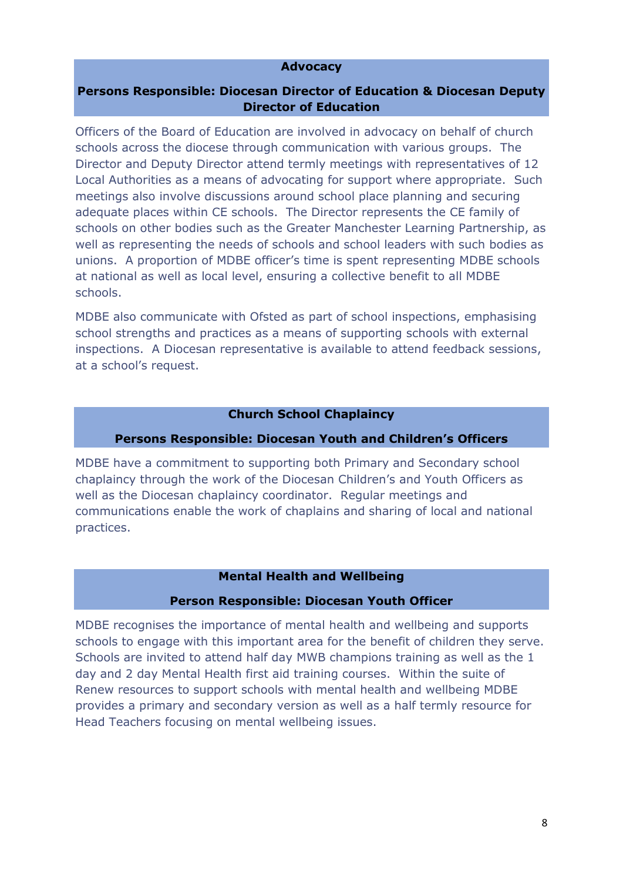## Advocacy

**Persons Responsible: Diocesan Director of Education & Diocesan Deputy Director of Education**

Officers of the Board of Education are involved in advocacy on behalf of church schools across the diocese through communication with various groups. The Director and Deputy Director attend termly meetings with representatives of 12 Local Authorities as a means of advocating for support where appropriate. Such meetings also involve discussions around school place planning and securing adequate places within CE schools. The Director represents the CE family of schools on other bodies such as the Greater Manchester Learning Partnership, as well as representing the needs of schools and school leaders with such bodies as unions. A proportion of MDBE officer's time is spent representing MDBE schools at national as well as local level, ensuring a collective benefit to all MDBE schools.

MDBE also communicate with Ofsted as part of school inspections, emphasising school strengths and practices as a means of supporting schools with external inspections. A Diocesan representative is available to attend feedback sessions, at a school's request.

## Church School Chaplaincy

**Persons Responsible: Diocesan Youth and Children's Officers**

MDBE have a commitment to supporting both Primary and Secondary school chaplaincy through the work of the Diocesan Children's and Youth Officers as well as the Diocesan chaplaincy coordinator. Regular meetings and communications enable the work of chaplains and sharing of local and national practices.

## Mental Health and Wellbeing

**Person Responsible: Diocesan Youth Officer**

MDBE recognises the importance of mental health and wellbeing and supports schools to engage with this important area for the benefit of children they serve. Schools are invited to attend half day MWB champions training as well as the 1 day and 2 day Mental Health first aid training courses. Within the suite of Renew resources to support schools with mental health and wellbeing MDBE provides a primary and secondary version as well as a half termly resource for Head Teachers focusing on mental wellbeing issues.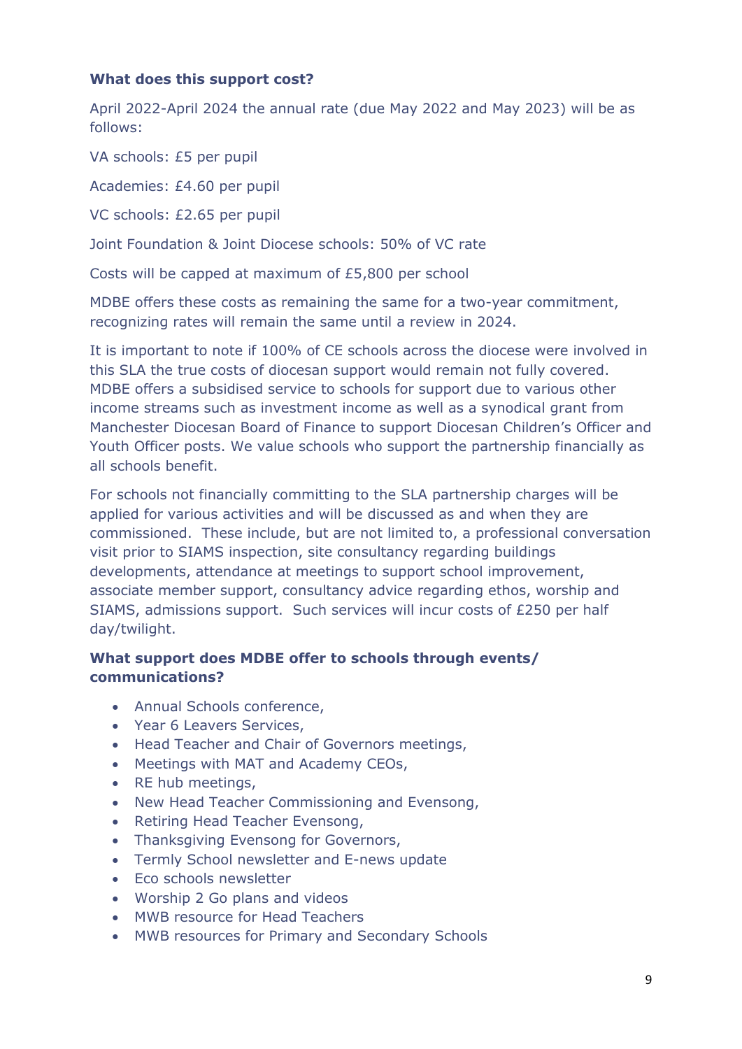**What does this support cost?**

April 2022-April 2024 the annual rate (due May 2022 and May 2023) will be as follows:

VA schools: £5 per pupil

Academies: £4.60 per pupil

VC schools: £2.65 per pupil

Joint Foundation & Joint Diocese schools: 50% of VC rate

Costs will be capped at maximum of £5,800 per school

MDBE offers these costs as remaining the same for a two-year commitment, recognizing rates will remain the same until a review in 2024.

It is important to note if 100% of CE schools across the diocese were involved in this SLA the true costs of diocesan support would remain not fully covered. MDBE offers a subsidised service to schools for support due to various other income streams such as investment income as well as a synodical grant from Manchester Diocesan Board of Finance to support Diocesan Children's Officer and Youth Officer posts. We value schools who support the partnership financially as all schools benefit.

For schools not financially committing to the SLA partnership charges will be applied for various activities and will be discussed as and when they are commissioned. These include, but are not limited to, a professional conversation visit prior to SIAMS inspection, site consultancy regarding buildings developments, attendance at meetings to support school improvement, associate member support, consultancy advice regarding ethos, worship and SIAMS, admissions support. Such services will incur costs of £250 per half day/twilight.

**What support does MDBE offer to schools through events/ communications?**

- Annual Schools conference,
- Year 6 Leavers Services,
- Head Teacher and Chair of Governors meetings,
- Meetings with MAT and Academy CEOs,
- RE hub meetings,
- New Head Teacher Commissioning and Evensong,
- Retiring Head Teacher Evensong,
- Thanksgiving Evensong for Governors,
- Termly School newsletter and E-news update
- Eco schools newsletter
- Worship 2 Go plans and videos
- MWB resource for Head Teachers
- MWB resources for Primary and Secondary Schools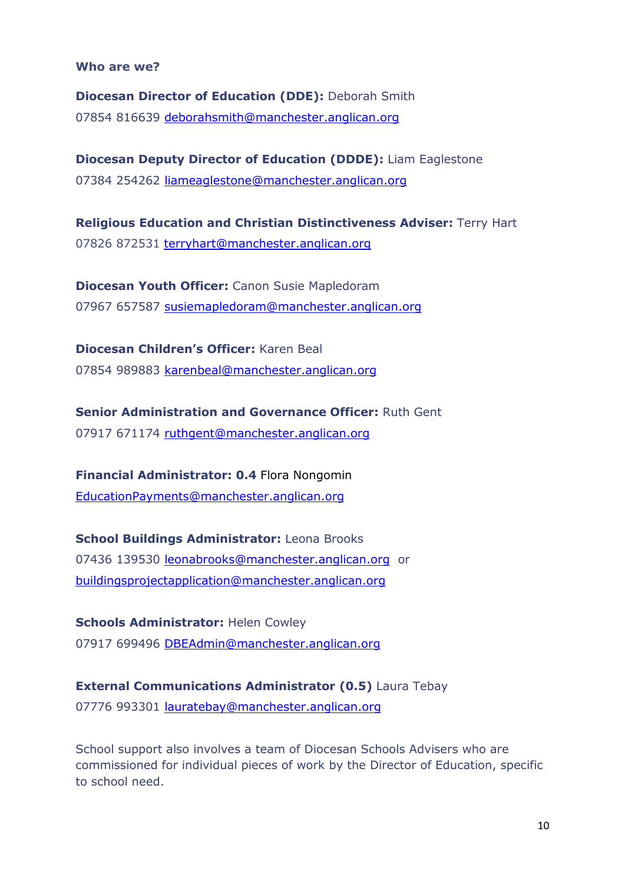**Who are we?**

**Diocesan Director of Education (DDE):** Deborah Smith
07854 816639 deborahsmith@manchester.anglican.org

**Diocesan Deputy Director of Education (DDDE):** Liam Eaglestone
07384 254262 liameaglestone@manchester.anglican.org

**Religious Education and Christian Distinctiveness Adviser:** Terry Hart
07826 872531 terryhart@manchester.anglican.org

**Diocesan Youth Officer:** Canon Susie Mapledoram
07967 657587 susiemapledoram@manchester.anglican.org

**Diocesan Children's Officer:** Karen Beal
07854 989883 karenbeal@manchester.anglican.org

**Senior Administration and Governance Officer:** Ruth Gent
07917 671174 ruthgent@manchester.anglican.org

**Financial Administrator: 0.4** Flora Nongomin
EducationPayments@manchester.anglican.org

**School Buildings Administrator:** Leona Brooks
07436 139530 leonabrooks@manchester.anglican.org or
buildingsprojectapplication@manchester.anglican.org

**Schools Administrator:** Helen Cowley
07917 699496 DBEAdmin@manchester.anglican.org

**External Communications Administrator (0.5)** Laura Tebay
07776 993301 lauratebay@manchester.anglican.org

School support also involves a team of Diocesan Schools Advisers who are commissioned for individual pieces of work by the Director of Education, specific to school need.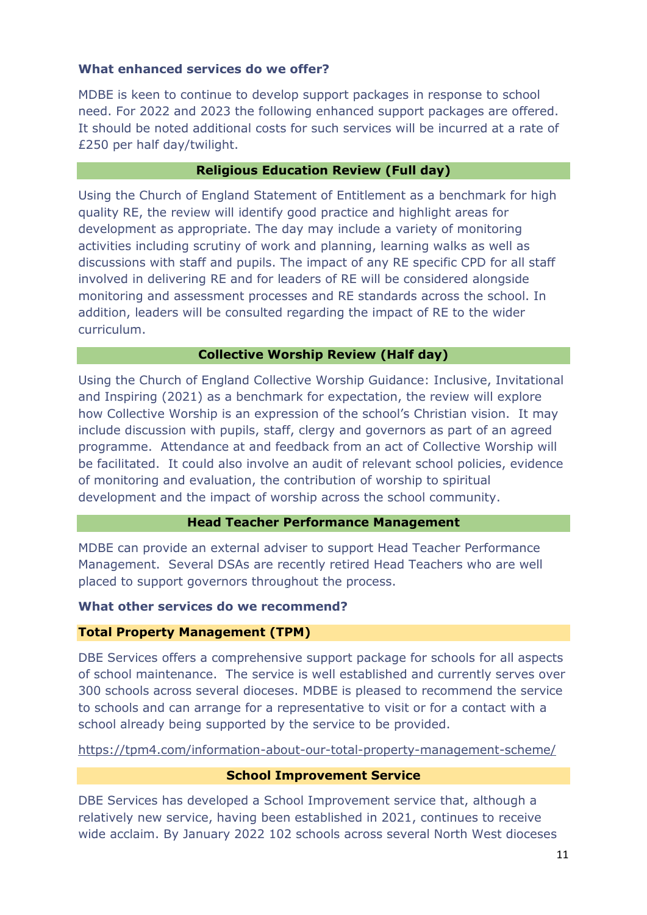### What enhanced services do we offer?

MDBE is keen to continue to develop support packages in response to school need. For 2022 and 2023 the following enhanced support packages are offered. It should be noted additional costs for such services will be incurred at a rate of £250 per half day/twilight.

#### Religious Education Review (Full day)

Using the Church of England Statement of Entitlement as a benchmark for high quality RE, the review will identify good practice and highlight areas for development as appropriate. The day may include a variety of monitoring activities including scrutiny of work and planning, learning walks as well as discussions with staff and pupils. The impact of any RE specific CPD for all staff involved in delivering RE and for leaders of RE will be considered alongside monitoring and assessment processes and RE standards across the school. In addition, leaders will be consulted regarding the impact of RE to the wider curriculum.

#### Collective Worship Review (Half day)

Using the Church of England Collective Worship Guidance: Inclusive, Invitational and Inspiring (2021) as a benchmark for expectation, the review will explore how Collective Worship is an expression of the school's Christian vision. It may include discussion with pupils, staff, clergy and governors as part of an agreed programme. Attendance at and feedback from an act of Collective Worship will be facilitated. It could also involve an audit of relevant school policies, evidence of monitoring and evaluation, the contribution of worship to spiritual development and the impact of worship across the school community.

#### Head Teacher Performance Management

MDBE can provide an external adviser to support Head Teacher Performance Management. Several DSAs are recently retired Head Teachers who are well placed to support governors throughout the process.

### What other services do we recommend?

#### Total Property Management (TPM)

DBE Services offers a comprehensive support package for schools for all aspects of school maintenance. The service is well established and currently serves over 300 schools across several dioceses. MDBE is pleased to recommend the service to schools and can arrange for a representative to visit or for a contact with a school already being supported by the service to be provided.

https://tpm4.com/information-about-our-total-property-management-scheme/

#### School Improvement Service

DBE Services has developed a School Improvement service that, although a relatively new service, having been established in 2021, continues to receive wide acclaim. By January 2022 102 schools across several North West dioceses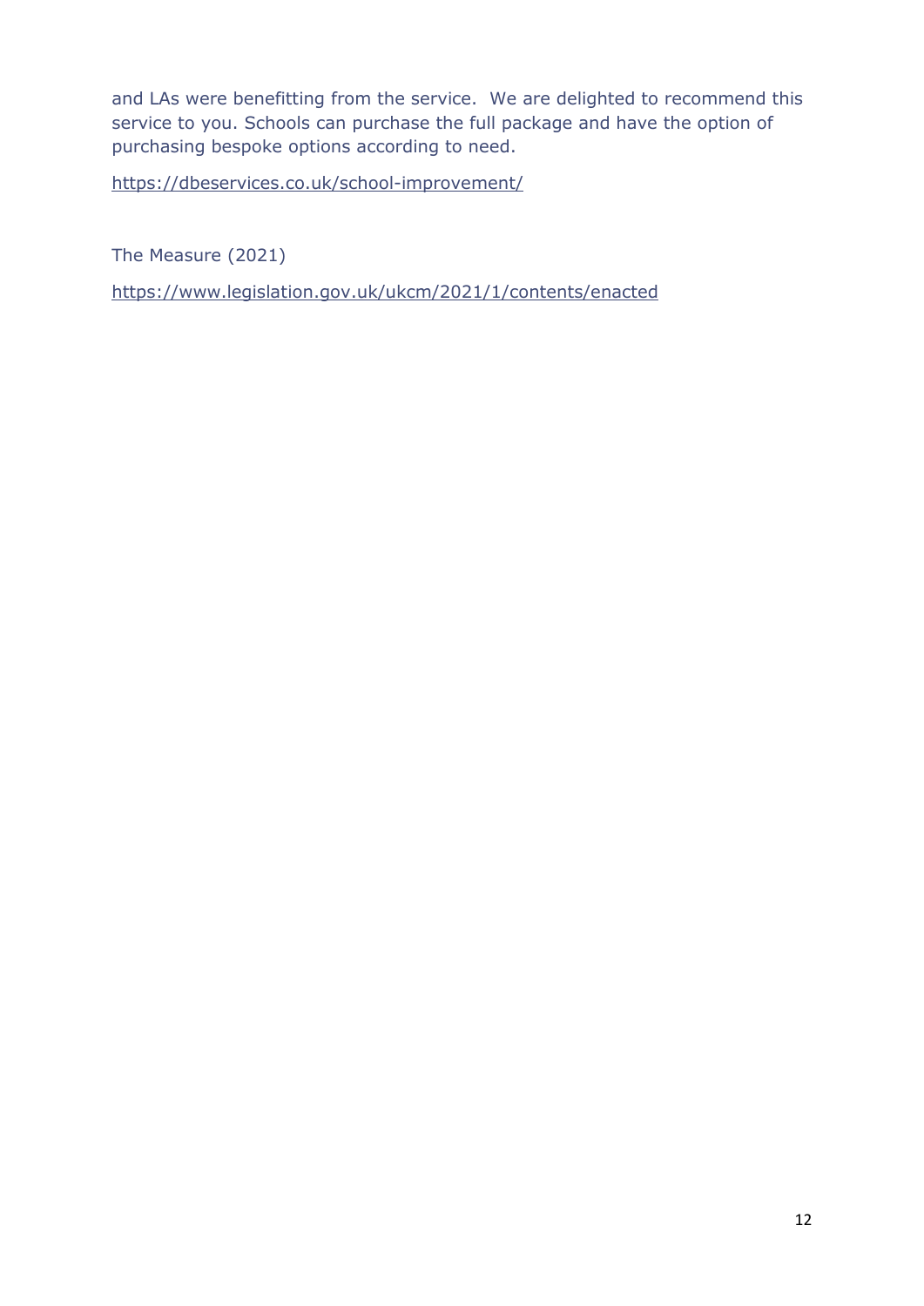and LAs were benefitting from the service.  We are delighted to recommend this service to you. Schools can purchase the full package and have the option of purchasing bespoke options according to need.

https://dbeservices.co.uk/school-improvement/

The Measure (2021)

https://www.legislation.gov.uk/ukcm/2021/1/contents/enacted